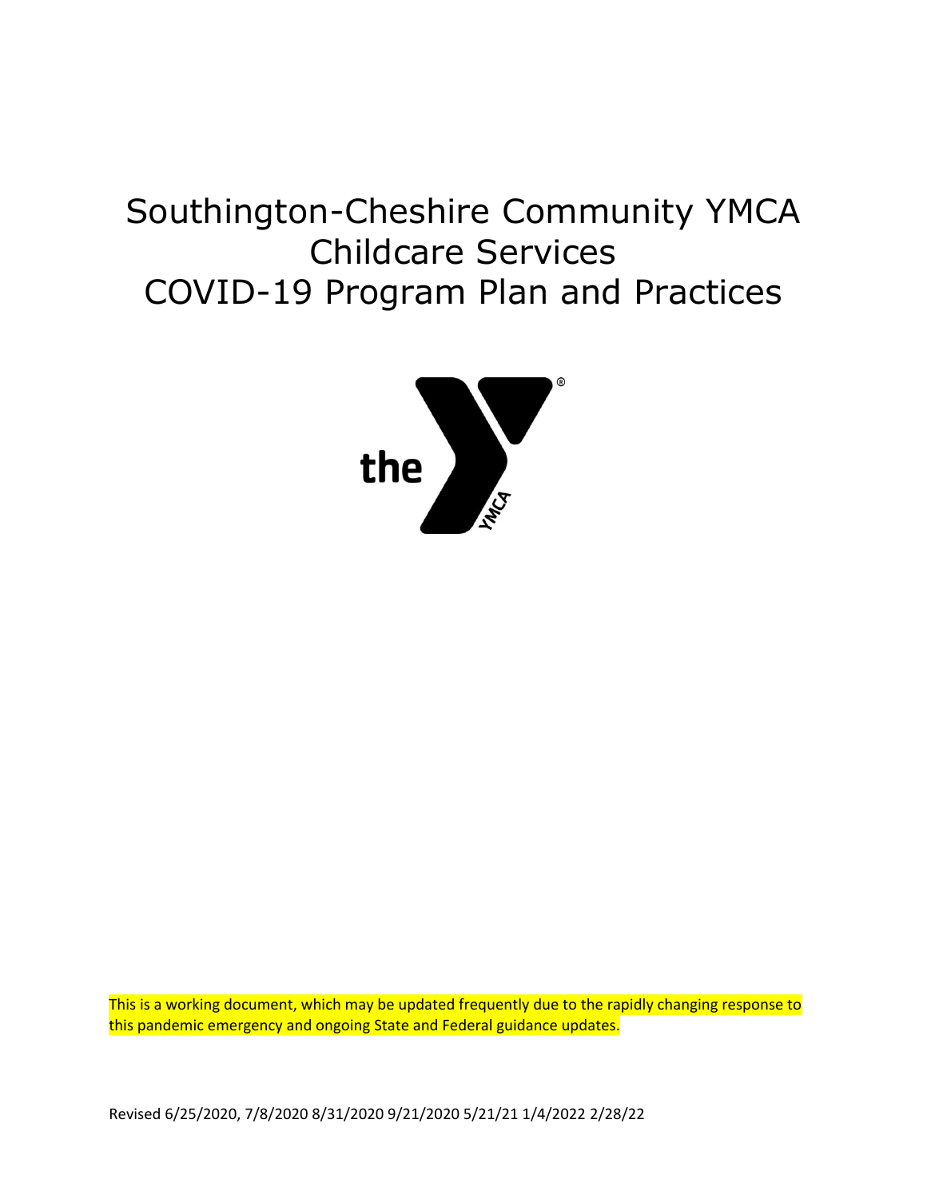# Southington-Cheshire Community YMCA
# Childcare Services
# COVID-19 Program Plan and Practices

This is a working document, which may be updated frequently due to the rapidly changing response to this pandemic emergency and ongoing State and Federal guidance updates.

Revised 6/25/2020, 7/8/2020 8/31/2020 9/21/2020 5/21/21 1/4/2022 2/28/22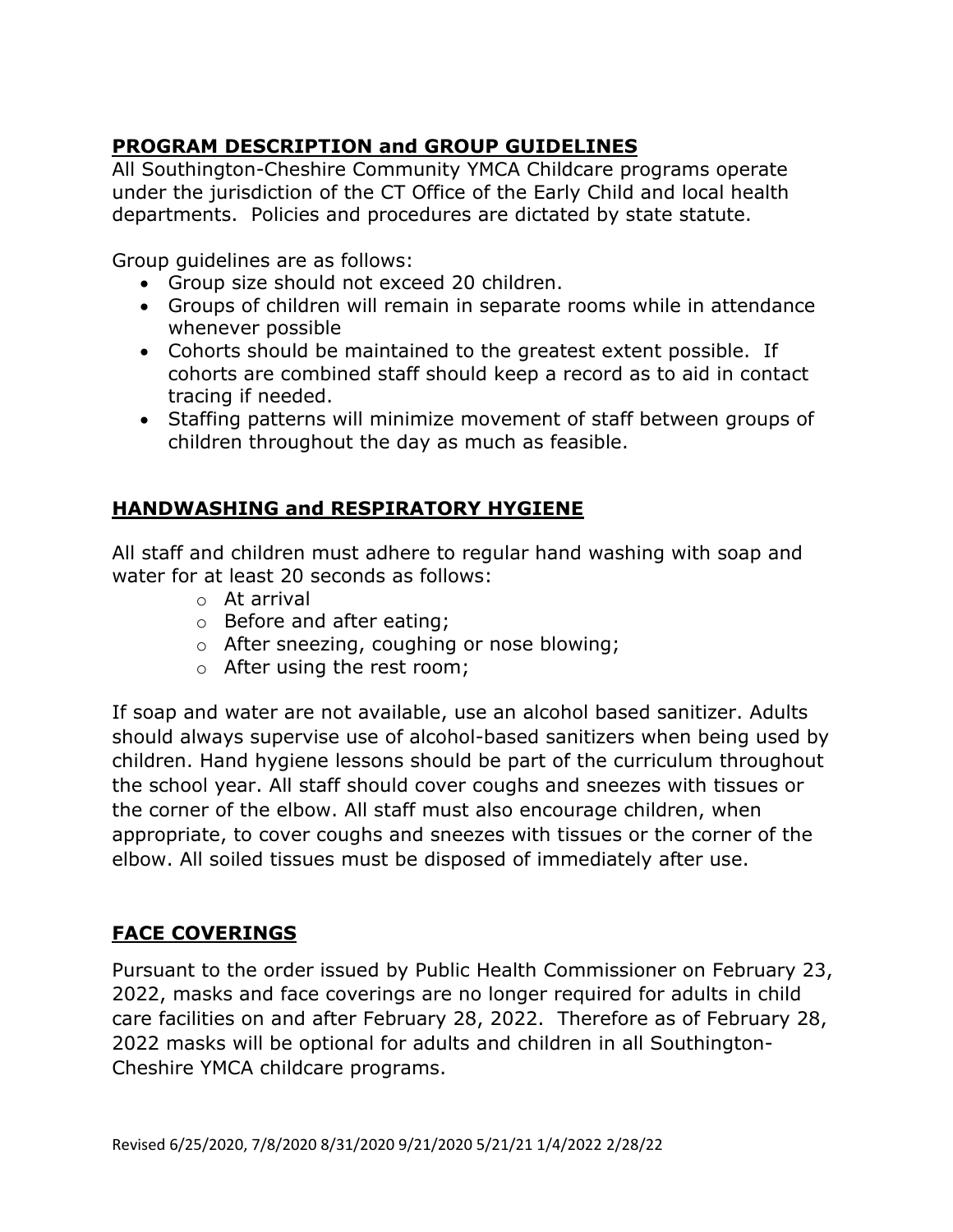## PROGRAM DESCRIPTION and GROUP GUIDELINES

All Southington-Cheshire Community YMCA Childcare programs operate under the jurisdiction of the CT Office of the Early Child and local health departments. Policies and procedures are dictated by state statute.

Group guidelines are as follows:

- Group size should not exceed 20 children.
- Groups of children will remain in separate rooms while in attendance whenever possible
- Cohorts should be maintained to the greatest extent possible. If cohorts are combined staff should keep a record as to aid in contact tracing if needed.
- Staffing patterns will minimize movement of staff between groups of children throughout the day as much as feasible.

## HANDWASHING and RESPIRATORY HYGIENE

All staff and children must adhere to regular hand washing with soap and water for at least 20 seconds as follows:

- At arrival
- Before and after eating;
- After sneezing, coughing or nose blowing;
- After using the rest room;

If soap and water are not available, use an alcohol based sanitizer. Adults should always supervise use of alcohol-based sanitizers when being used by children. Hand hygiene lessons should be part of the curriculum throughout the school year. All staff should cover coughs and sneezes with tissues or the corner of the elbow. All staff must also encourage children, when appropriate, to cover coughs and sneezes with tissues or the corner of the elbow. All soiled tissues must be disposed of immediately after use.

## FACE COVERINGS

Pursuant to the order issued by Public Health Commissioner on February 23, 2022, masks and face coverings are no longer required for adults in child care facilities on and after February 28, 2022. Therefore as of February 28, 2022 masks will be optional for adults and children in all Southington-Cheshire YMCA childcare programs.

Revised 6/25/2020, 7/8/2020 8/31/2020 9/21/2020 5/21/21 1/4/2022 2/28/22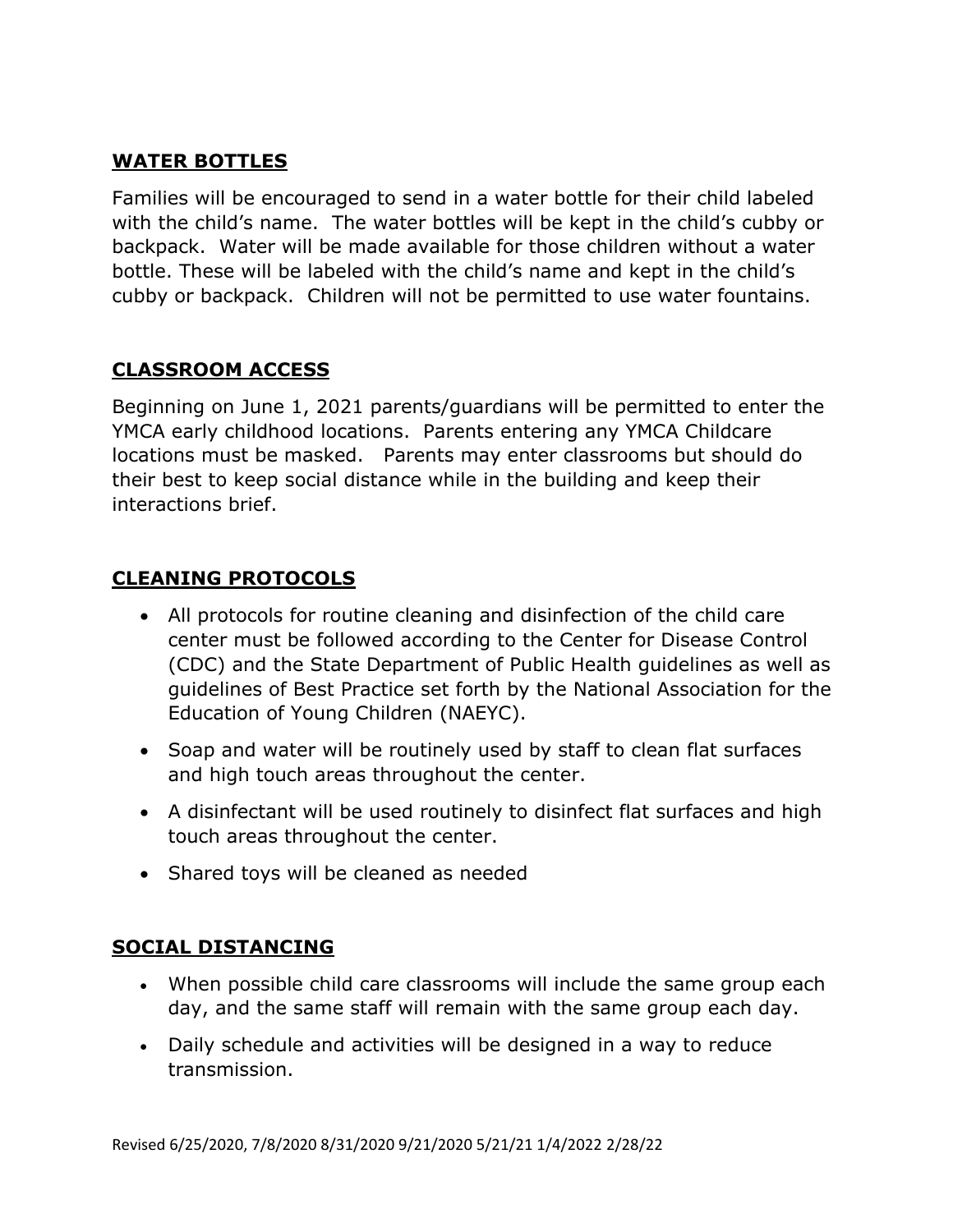## WATER BOTTLES

Families will be encouraged to send in a water bottle for their child labeled with the child's name. The water bottles will be kept in the child's cubby or backpack. Water will be made available for those children without a water bottle. These will be labeled with the child's name and kept in the child's cubby or backpack. Children will not be permitted to use water fountains.

## CLASSROOM ACCESS

Beginning on June 1, 2021 parents/guardians will be permitted to enter the YMCA early childhood locations. Parents entering any YMCA Childcare locations must be masked. Parents may enter classrooms but should do their best to keep social distance while in the building and keep their interactions brief.

## CLEANING PROTOCOLS

- All protocols for routine cleaning and disinfection of the child care center must be followed according to the Center for Disease Control (CDC) and the State Department of Public Health guidelines as well as guidelines of Best Practice set forth by the National Association for the Education of Young Children (NAEYC).
- Soap and water will be routinely used by staff to clean flat surfaces and high touch areas throughout the center.
- A disinfectant will be used routinely to disinfect flat surfaces and high touch areas throughout the center.
- Shared toys will be cleaned as needed

## SOCIAL DISTANCING

- When possible child care classrooms will include the same group each day, and the same staff will remain with the same group each day.
- Daily schedule and activities will be designed in a way to reduce transmission.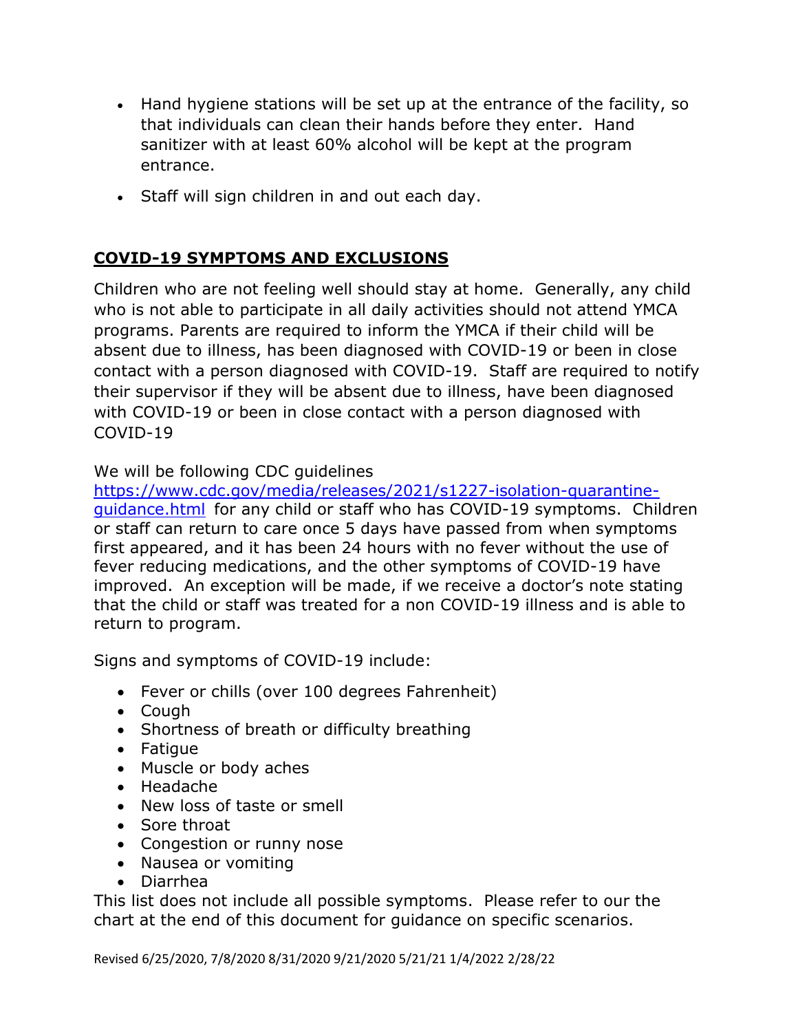- Hand hygiene stations will be set up at the entrance of the facility, so that individuals can clean their hands before they enter. Hand sanitizer with at least 60% alcohol will be kept at the program entrance.
- Staff will sign children in and out each day.

## COVID-19 SYMPTOMS AND EXCLUSIONS

Children who are not feeling well should stay at home. Generally, any child who is not able to participate in all daily activities should not attend YMCA programs. Parents are required to inform the YMCA if their child will be absent due to illness, has been diagnosed with COVID-19 or been in close contact with a person diagnosed with COVID-19. Staff are required to notify their supervisor if they will be absent due to illness, have been diagnosed with COVID-19 or been in close contact with a person diagnosed with COVID-19

We will be following CDC guidelines [https://www.cdc.gov/media/releases/2021/s1227-isolation-quarantine-guidance.html](https://www.cdc.gov/media/releases/2021/s1227-isolation-quarantine-guidance.html) for any child or staff who has COVID-19 symptoms. Children or staff can return to care once 5 days have passed from when symptoms first appeared, and it has been 24 hours with no fever without the use of fever reducing medications, and the other symptoms of COVID-19 have improved. An exception will be made, if we receive a doctor's note stating that the child or staff was treated for a non COVID-19 illness and is able to return to program.

Signs and symptoms of COVID-19 include:

- Fever or chills (over 100 degrees Fahrenheit)
- Cough
- Shortness of breath or difficulty breathing
- Fatigue
- Muscle or body aches
- Headache
- New loss of taste or smell
- Sore throat
- Congestion or runny nose
- Nausea or vomiting
- Diarrhea

This list does not include all possible symptoms. Please refer to our the chart at the end of this document for guidance on specific scenarios.

Revised 6/25/2020, 7/8/2020 8/31/2020 9/21/2020 5/21/21 1/4/2022 2/28/22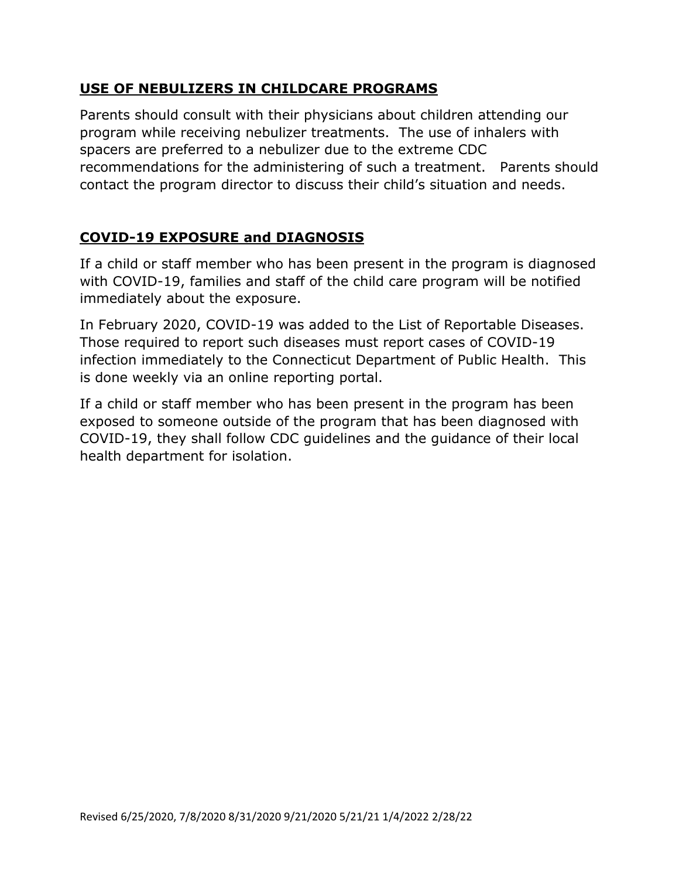## **USE OF NEBULIZERS IN CHILDCARE PROGRAMS**

Parents should consult with their physicians about children attending our program while receiving nebulizer treatments. The use of inhalers with spacers are preferred to a nebulizer due to the extreme CDC recommendations for the administering of such a treatment. Parents should contact the program director to discuss their child's situation and needs.

## **COVID-19 EXPOSURE and DIAGNOSIS**

If a child or staff member who has been present in the program is diagnosed with COVID-19, families and staff of the child care program will be notified immediately about the exposure.

In February 2020, COVID-19 was added to the List of Reportable Diseases. Those required to report such diseases must report cases of COVID-19 infection immediately to the Connecticut Department of Public Health. This is done weekly via an online reporting portal.

If a child or staff member who has been present in the program has been exposed to someone outside of the program that has been diagnosed with COVID-19, they shall follow CDC guidelines and the guidance of their local health department for isolation.

Revised 6/25/2020, 7/8/2020 8/31/2020 9/21/2020 5/21/21 1/4/2022 2/28/22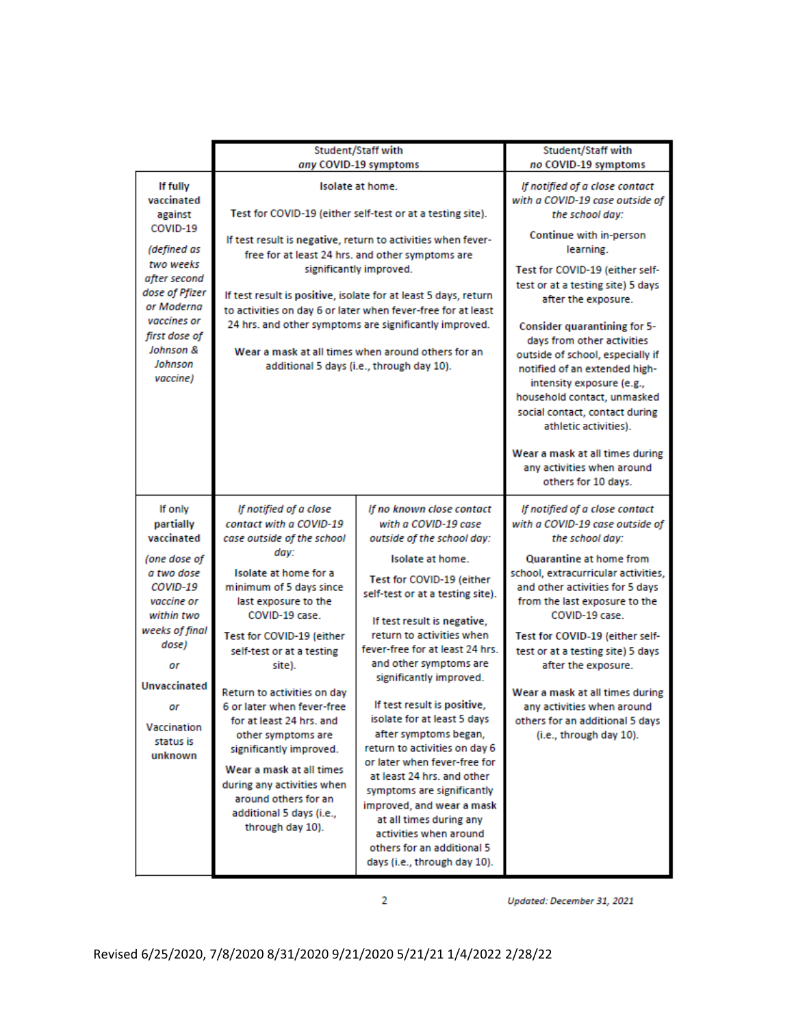| | Student/Staff with *any* COVID-19 symptoms | | Student/Staff with *no* COVID-19 symptoms |
|---|---|---|---|
| **If fully vaccinated** against COVID-19 *(defined as two weeks after second dose of Pfizer or Moderna vaccines or first dose of Johnson & Johnson vaccine)* | Isolate at home. Test for COVID-19 (either self-test or at a testing site). If test result is **negative**, return to activities when fever-free for at least 24 hrs. and other symptoms are significantly improved. If test result is **positive**, isolate for at least 5 days, return to activities on day 6 or later when fever-free for at least 24 hrs. and other symptoms are significantly improved. **Wear a mask at all times when around others for an additional 5 days (i.e., through day 10).** | | *If notified of a close contact with a COVID-19 case outside of the school day:* **Continue** with in-person learning. **Test for COVID-19** (either self-test or at a testing site) 5 days after the exposure. **Consider quarantining** for 5-days from other activities outside of school, especially if notified of an extended high-intensity exposure (e.g., household contact, unmasked social contact, contact during athletic activities). **Wear a mask at all times** during any activities when around others for 10 days. |
| If only **partially vaccinated** *(one dose of a two dose COVID-19 vaccine or within two weeks of final dose)* *or* **Unvaccinated** *or* Vaccination status is **unknown** | *If notified of a close contact with a COVID-19 case outside of the school day:* **Isolate at home** for a minimum of 5 days since last exposure to the COVID-19 case. **Test for COVID-19** (either self-test or at a testing site). **Return to activities** on day 6 or later when fever-free for at least 24 hrs. and other symptoms are significantly improved. **Wear a mask** at all times during any activities when around others for an additional 5 days (i.e., through day 10). | *If no known close contact with a COVID-19 case outside of the school day:* **Isolate at home.** **Test for COVID-19** (either self-test or at a testing site). If test result is **negative**, return to activities when fever-free for at least 24 hrs. and other symptoms are significantly improved. If test result is **positive**, isolate for at least 5 days after symptoms began, return to activities on day 6 or later when fever-free for at least 24 hrs. and other symptoms are significantly improved, and wear a mask at all times during any activities when around others for an additional 5 days (i.e., through day 10). | *If notified of a close contact with a COVID-19 case outside of the school day:* **Quarantine at home** from school, extracurricular activities, and other activities for 5 days from the last exposure to the COVID-19 case. **Test for COVID-19** (either self-test or at a testing site) 5 days after the exposure. **Wear a mask at all times** during any activities when around others for an additional 5 days (i.e., through day 10). |

*Updated: December 31, 2021*

Revised 6/25/2020, 7/8/2020 8/31/2020 9/21/2020 5/21/21 1/4/2022 2/28/22